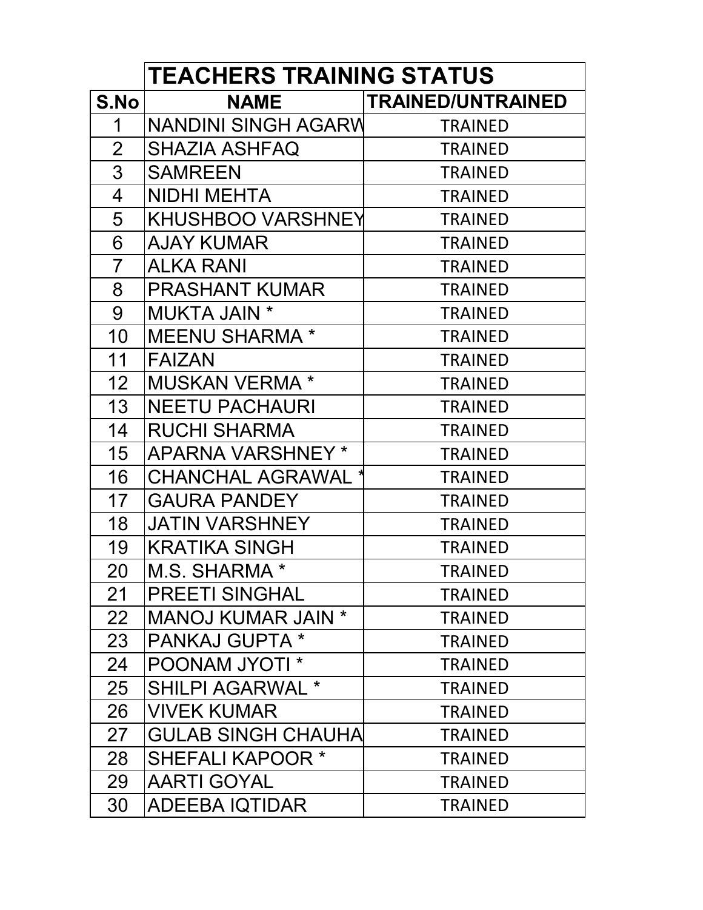| | TEACHERS TRAINING STATUS | |
|---|---|---|
| S.No | NAME | TRAINED/UNTRAINED |
| 1 | NANDINI SINGH AGARW | TRAINED |
| 2 | SHAZIA ASHFAQ | TRAINED |
| 3 | SAMREEN | TRAINED |
| 4 | NIDHI MEHTA | TRAINED |
| 5 | KHUSHBOO VARSHNEY | TRAINED |
| 6 | AJAY KUMAR | TRAINED |
| 7 | ALKA RANI | TRAINED |
| 8 | PRASHANT KUMAR | TRAINED |
| 9 | MUKTA JAIN * | TRAINED |
| 10 | MEENU SHARMA * | TRAINED |
| 11 | FAIZAN | TRAINED |
| 12 | MUSKAN VERMA * | TRAINED |
| 13 | NEETU PACHAURI | TRAINED |
| 14 | RUCHI SHARMA | TRAINED |
| 15 | APARNA VARSHNEY * | TRAINED |
| 16 | CHANCHAL AGRAWAL * | TRAINED |
| 17 | GAURA PANDEY | TRAINED |
| 18 | JATIN VARSHNEY | TRAINED |
| 19 | KRATIKA SINGH | TRAINED |
| 20 | M.S. SHARMA * | TRAINED |
| 21 | PREETI SINGHAL | TRAINED |
| 22 | MANOJ KUMAR JAIN * | TRAINED |
| 23 | PANKAJ GUPTA * | TRAINED |
| 24 | POONAM JYOTI * | TRAINED |
| 25 | SHILPI AGARWAL * | TRAINED |
| 26 | VIVEK KUMAR | TRAINED |
| 27 | GULAB SINGH CHAUHA | TRAINED |
| 28 | SHEFALI KAPOOR * | TRAINED |
| 29 | AARTI GOYAL | TRAINED |
| 30 | ADEEBA IQTIDAR | TRAINED |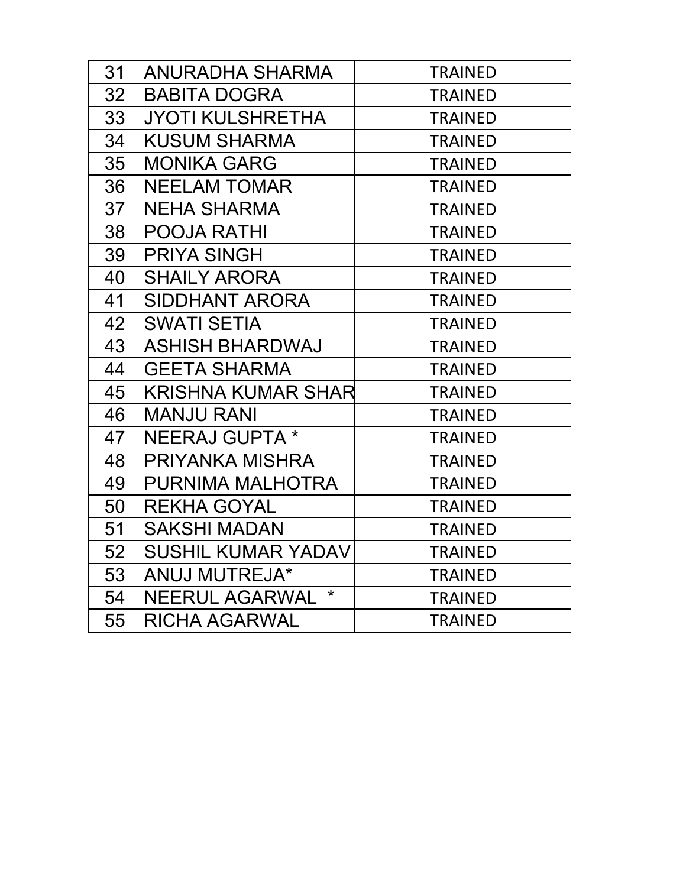| | | |
|---|---|---|
| 31 | ANURADHA SHARMA | TRAINED |
| 32 | BABITA DOGRA | TRAINED |
| 33 | JYOTI KULSHRETHA | TRAINED |
| 34 | KUSUM SHARMA | TRAINED |
| 35 | MONIKA GARG | TRAINED |
| 36 | NEELAM TOMAR | TRAINED |
| 37 | NEHA SHARMA | TRAINED |
| 38 | POOJA RATHI | TRAINED |
| 39 | PRIYA SINGH | TRAINED |
| 40 | SHAILY ARORA | TRAINED |
| 41 | SIDDHANT ARORA | TRAINED |
| 42 | SWATI SETIA | TRAINED |
| 43 | ASHISH BHARDWAJ | TRAINED |
| 44 | GEETA SHARMA | TRAINED |
| 45 | KRISHNA KUMAR SHAR | TRAINED |
| 46 | MANJU RANI | TRAINED |
| 47 | NEERAJ GUPTA * | TRAINED |
| 48 | PRIYANKA MISHRA | TRAINED |
| 49 | PURNIMA MALHOTRA | TRAINED |
| 50 | REKHA GOYAL | TRAINED |
| 51 | SAKSHI MADAN | TRAINED |
| 52 | SUSHIL KUMAR YADAV | TRAINED |
| 53 | ANUJ MUTREJA* | TRAINED |
| 54 | NEERUL AGARWAL * | TRAINED |
| 55 | RICHA AGARWAL | TRAINED |